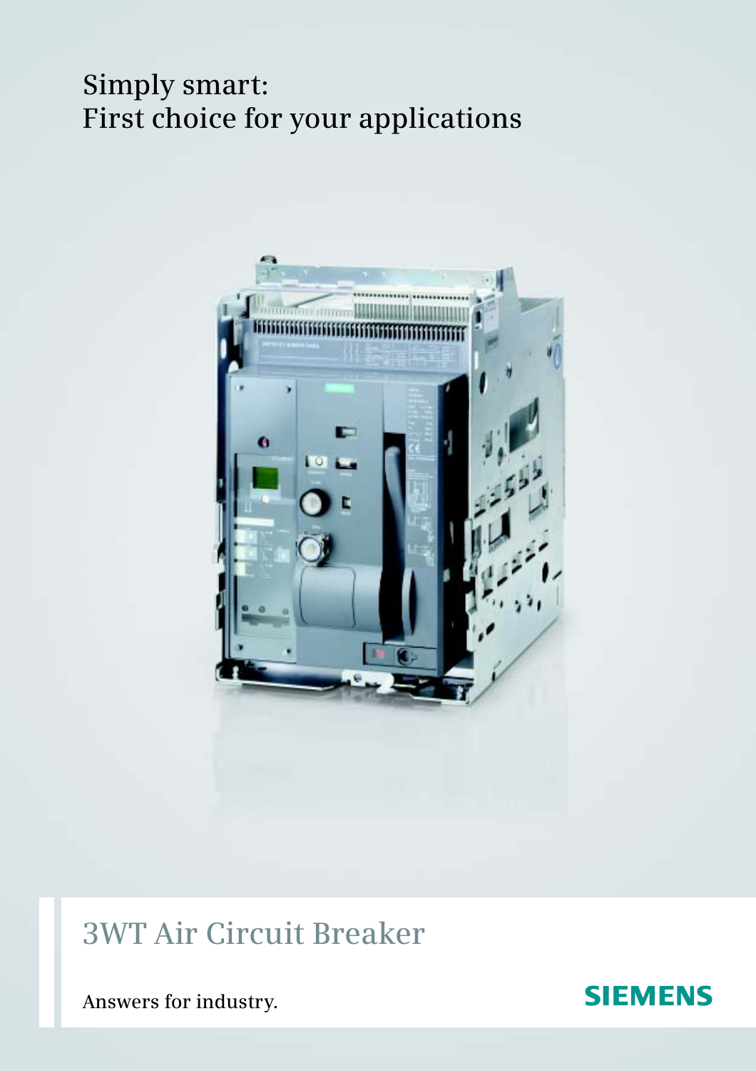Simply smart:
First choice for your applications

# 3WT Air Circuit Breaker

Answers for industry.

SIEMENS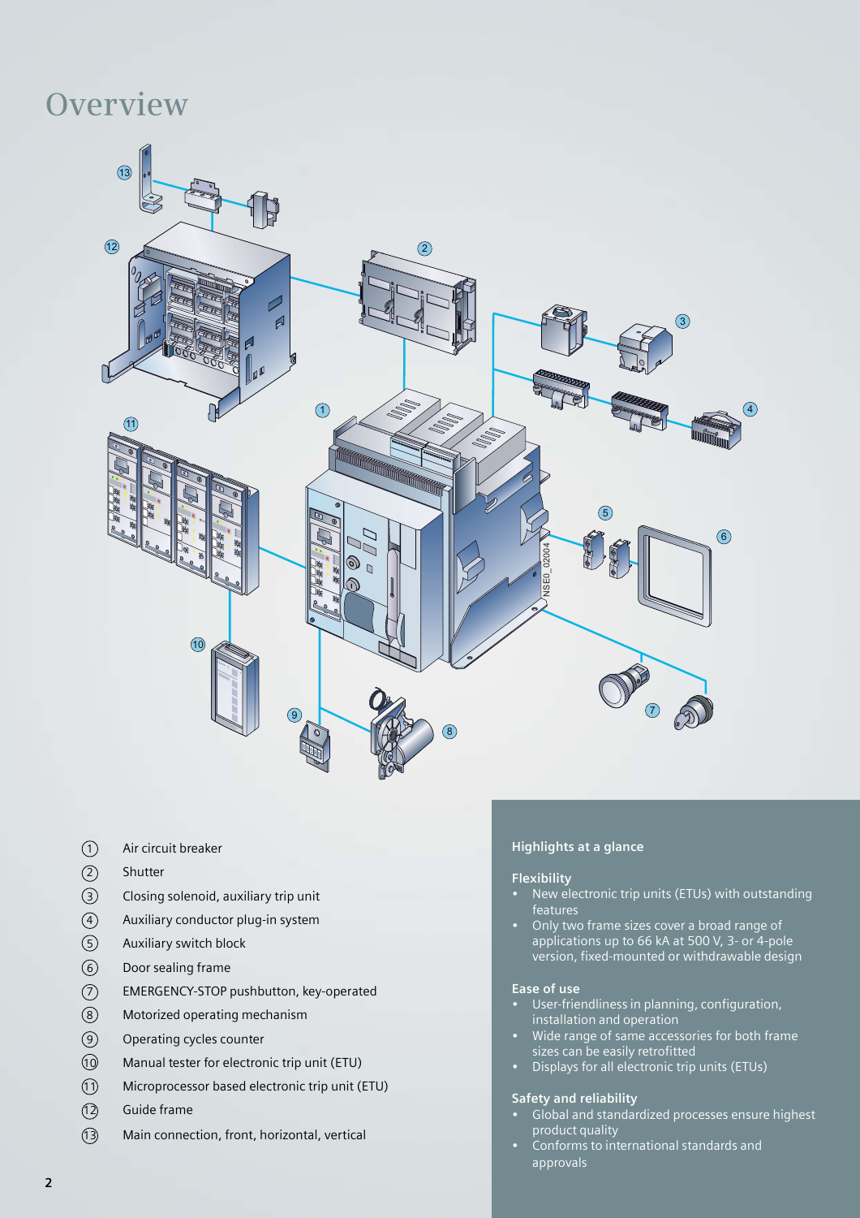# Overview

1. Air circuit breaker
2. Shutter
3. Closing solenoid, auxiliary trip unit
4. Auxiliary conductor plug-in system
5. Auxiliary switch block
6. Door sealing frame
7. EMERGENCY-STOP pushbutton, key-operated
8. Motorized operating mechanism
9. Operating cycles counter
10. Manual tester for electronic trip unit (ETU)
11. Microprocessor based electronic trip unit (ETU)
12. Guide frame
13. Main connection, front, horizontal, vertical

## Highlights at a glance

### Flexibility

- New electronic trip units (ETUs) with outstanding features
- Only two frame sizes cover a broad range of applications up to 66 kA at 500 V, 3- or 4-pole version, fixed-mounted or withdrawable design

### Ease of use

- User-friendliness in planning, configuration, installation and operation
- Wide range of same accessories for both frame sizes can be easily retrofitted
- Displays for all electronic trip units (ETUs)

### Safety and reliability

- Global and standardized processes ensure highest product quality
- Conforms to international standards and approvals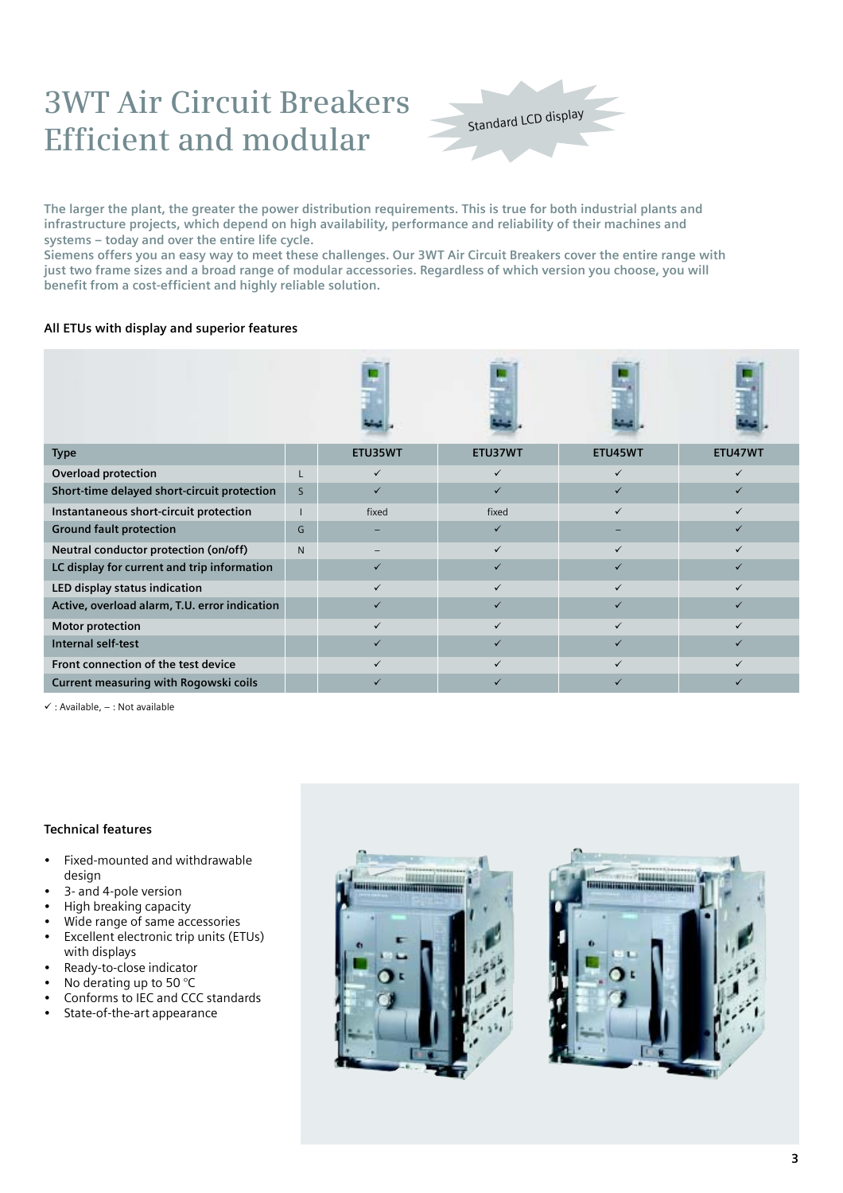# 3WT Air Circuit Breakers Efficient and modular

Standard LCD display

**The larger the plant, the greater the power distribution requirements. This is true for both industrial plants and infrastructure projects, which depend on high availability, performance and reliability of their machines and systems – today and over the entire life cycle.**
**Siemens offers you an easy way to meet these challenges. Our 3WT Air Circuit Breakers cover the entire range with just two frame sizes and a broad range of modular accessories. Regardless of which version you choose, you will benefit from a cost-efficient and highly reliable solution.**

### All ETUs with display and superior features

| Type | | ETU35WT | ETU37WT | ETU45WT | ETU47WT |
|---|---|---|---|---|---|
| Overload protection | L | ✓ | ✓ | ✓ | ✓ |
| Short-time delayed short-circuit protection | S | ✓ | ✓ | ✓ | ✓ |
| Instantaneous short-circuit protection | I | fixed | fixed | ✓ | ✓ |
| Ground fault protection | G | – | ✓ | – | ✓ |
| Neutral conductor protection (on/off) | N | – | ✓ | ✓ | ✓ |
| LC display for current and trip information | | ✓ | ✓ | ✓ | ✓ |
| LED display status indication | | ✓ | ✓ | ✓ | ✓ |
| Active, overload alarm, T.U. error indication | | ✓ | ✓ | ✓ | ✓ |
| Motor protection | | ✓ | ✓ | ✓ | ✓ |
| Internal self-test | | ✓ | ✓ | ✓ | ✓ |
| Front connection of the test device | | ✓ | ✓ | ✓ | ✓ |
| Current measuring with Rogowski coils | | ✓ | ✓ | ✓ | ✓ |

✓ : Available, – : Not available

### Technical features

- Fixed-mounted and withdrawable design
- 3- and 4-pole version
- High breaking capacity
- Wide range of same accessories
- Excellent electronic trip units (ETUs) with displays
- Ready-to-close indicator
- No derating up to 50 °C
- Conforms to IEC and CCC standards
- State-of-the-art appearance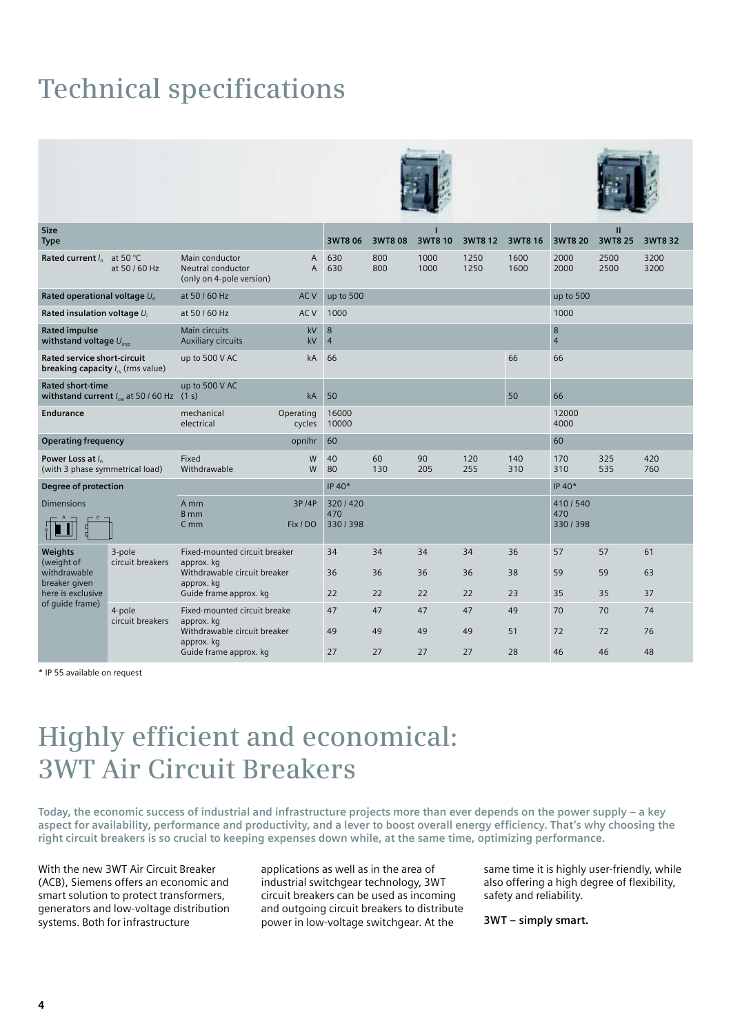# Technical specifications

| Size / Type | | | | I | | | | | II | | |
|---|---|---|---|---|---|---|---|---|---|---|---|
| | | | | 3WT8 06 | 3WT8 08 | 3WT8 10 | 3WT8 12 | 3WT8 16 | 3WT8 20 | 3WT8 25 | 3WT8 32 |
| **Rated current $I_n$** at 50 °C at 50 / 60 Hz | Main conductor | A | | 630 | 800 | 1000 | 1250 | 1600 | 2000 | 2500 | 3200 |
| | Neutral conductor (only on 4-pole version) | A | | 630 | 800 | 1000 | 1250 | 1600 | 2000 | 2500 | 3200 |
| **Rated operational voltage $U_e$** | at 50 / 60 Hz | AC V | | up to 500 | | | | | up to 500 | | |
| **Rated insulation voltage $U_i$** | at 50 / 60 Hz | AC V | | 1000 | | | | | 1000 | | |
| **Rated impulse withstand voltage $U_{imp}$** | Main circuits | kV | | 8 | | | | | 8 | | |
| | Auxiliary circuits | kV | | 4 | | | | | 4 | | |
| **Rated service short-circuit breaking capacity $I_{cs}$** (rms value) | up to 500 V AC | kA | | 66 | | | | 66 | 66 | | |
| **Rated short-time withstand current $I_{cw}$ at 50 / 60 Hz** | up to 500 V AC (1 s) | kA | | 50 | | | | 50 | 66 | | |
| **Endurance** | mechanical | Operating cycles | | 16000 | | | | | 12000 | | |
| | electrical | | | 10000 | | | | | 4000 | | |
| **Operating frequency** | | opn/hr | | 60 | | | | | 60 | | |
| **Power Loss at $I_n$** (with 3 phase symmetrical load) | Fixed | W | | 40 | 60 | 90 | 120 | 140 | 170 | 325 | 420 |
| | Withdrawable | W | | 80 | 130 | 205 | 255 | 310 | 310 | 535 | 760 |
| **Degree of protection** | | | | IP 40* | | | | | IP 40* | | |
| Dimensions | A mm | 3P /4P | | 320 / 420 | | | | | 410 / 540 | | |
| | B mm | | | 470 | | | | | 470 | | |
| | C mm | Fix / DO | | 330 / 398 | | | | | 330 / 398 | | |
| **Weights** (weight of withdrawable breaker given here is exclusive of guide frame) | 3-pole circuit breakers | Fixed-mounted circuit breaker approx. kg | | 34 | 34 | 34 | 34 | 36 | 57 | 57 | 61 |
| | | Withdrawable circuit breaker approx. kg | | 36 | 36 | 36 | 36 | 38 | 59 | 59 | 63 |
| | | Guide frame approx. kg | | 22 | 22 | 22 | 22 | 23 | 35 | 35 | 37 |
| | 4-pole circuit breakers | Fixed-mounted circuit breake approx. kg | | 47 | 47 | 47 | 47 | 49 | 70 | 70 | 74 |
| | | Withdrawable circuit breaker approx. kg | | 49 | 49 | 49 | 49 | 51 | 72 | 72 | 76 |
| | | Guide frame approx. kg | | 27 | 27 | 27 | 27 | 28 | 46 | 46 | 48 |

* IP 55 available on request

# Highly efficient and economical: 3WT Air Circuit Breakers

**Today, the economic success of industrial and infrastructure projects more than ever depends on the power supply – a key aspect for availability, performance and productivity, and a lever to boost overall energy efficiency. That's why choosing the right circuit breakers is so crucial to keeping expenses down while, at the same time, optimizing performance.**

With the new 3WT Air Circuit Breaker (ACB), Siemens offers an economic and smart solution to protect transformers, generators and low-voltage distribution systems. Both for infrastructure applications as well as in the area of industrial switchgear technology, 3WT circuit breakers can be used as incoming and outgoing circuit breakers to distribute power in low-voltage switchgear. At the same time it is highly user-friendly, while also offering a high degree of flexibility, safety and reliability.

**3WT – simply smart.**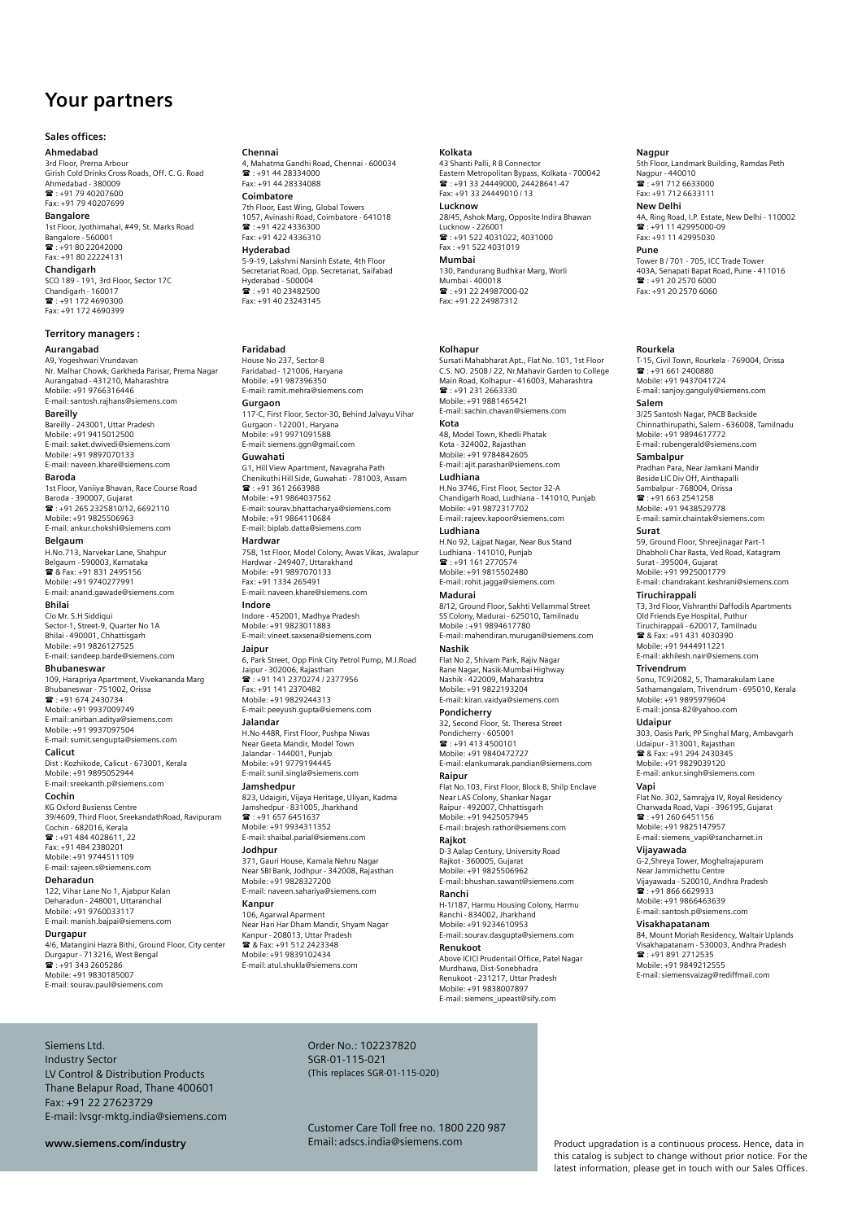# Your partners

## Sales offices:

**Ahmedabad**
3rd Floor, Prerna Arbour
Girish Cold Drinks Cross Roads, Off. C. G. Road
Ahmedabad - 380009
☎ : +91 79 40207600
Fax: +91 79 40207699

**Bangalore**
1st Floor, Jyothimahal, #49, St. Marks Road
Bangalore - 560001
☎ : +91 80 22042000
Fax: +91 80 22224131

**Chandigarh**
SCO 189 - 191, 3rd Floor, Sector 17C
Chandigarh - 160017
☎ : +91 172 4690300
Fax: +91 172 4690399

**Chennai**
4, Mahatma Gandhi Road, Chennai - 600034
☎ : +91 44 28334000
Fax: +91 44 28334088

**Coimbatore**
7th Floor, East Wing, Global Towers
1057, Avinashi Road, Coimbatore - 641018
☎ : +91 422 4336300
Fax: +91 422 4336310

**Hyderabad**
5-9-19, Lakshmi Narsinh Estate, 4th Floor
Secretariat Road, Opp. Secretariat, Saifabad
Hyderabad - 500004
☎ : +91 40 23482500
Fax: +91 40 23243145

**Kolkata**
43 Shanti Palli, R B Connector
Eastern Metropolitan Bypass, Kolkata - 700042
☎ : +91 33 24449000, 24428641-47
Fax: +91 33 24449010 / 13

**Lucknow**
28/45, Ashok Marg, Opposite Indira Bhawan
Lucknow - 226001
☎ : +91 522 4031022, 4031000
Fax : +91 522 4031019

**Mumbai**
130, Pandurang Budhkar Marg, Worli
Mumbai - 400018
☎ : +91 22 24987000-02
Fax: +91 22 24987312

**Nagpur**
5th Floor, Landmark Building, Ramdas Peth
Nagpur - 440010
☎ : +91 712 6633000
Fax: +91 712 6633111

**New Delhi**
4A, Ring Road, I.P. Estate, New Delhi - 110002
☎ : +91 11 42995000-09
Fax: +91 11 42995030

**Pune**
Tower B / 701 - 705, ICC Trade Tower
403A, Senapati Bapat Road, Pune - 411016
☎ : +91 20 2570 6000
Fax: +91 20 2570 6060

## Territory managers :

**Aurangabad**
A9, Yogeshwari Vrundavan
Nr. Malhar Chowk, Garkheda Parisar, Prema Nagar
Aurangabad - 431210, Maharashtra
Mobile: +91 9766316446
E-mail: santosh.rajhans@siemens.com

**Bareilly**
Bareilly - 243001, Uttar Pradesh
Mobile: +91 9415012500
E-mail: saket.dwivedi@siemens.com
Mobile: +91 9897070133
E-mail: naveen.khare@siemens.com

**Baroda**
1st Floor, Vaniiya Bhavan, Race Course Road
Baroda - 390007, Gujarat
☎ : +91 265 2325810/12, 6692110
Mobile: +91 9825506963
E-mail: ankur.chokshi@siemens.com

**Belgaum**
H.No.713, Narvekar Lane, Shahpur
Belgaum - 590003, Karnataka
☎ & Fax: +91 831 2495156
Mobile: +91 9740277991
E-mail: anand.gawade@siemens.com

**Bhilai**
C/o Mr. S.H Siddiqui
Sector-1, Street-9, Quarter No 1A
Bhilai - 490001, Chhattisgarh
Mobile: +91 9826127525
E-mail: sandeep.barde@siemens.com

**Bhubaneswar**
109, Harapriya Apartment, Vivekananda Marg
Bhubaneswar - 751002, Orissa
☎ : +91 674 2430734
Mobile: +91 9937009749
E-mail: anirban.aditya@siemens.com
Mobile: +91 9937097504
E-mail: sumit.sengupta@siemens.com

**Calicut**
Dist : Kozhikode, Calicut - 673001, Kerala
Mobile: +91 9895052944
E-mail: sreekanth.p@siemens.com

**Cochin**
KG Oxford Busienss Centre
39/4609, Third Floor, SreekandathRoad, Ravipuram
Cochin - 682016, Kerala
☎ : +91 484 4028611, 22
Fax: +91 484 2380201
Mobile: +91 9744511109
E-mail: sajeen.s@siemens.com

**Deharadun**
122, Vihar Lane No 1, Ajabpur Kalan
Deharadun - 248001, Uttaranchal
Mobile: +91 9760033117
E-mail: manish.bajpai@siemens.com

**Durgapur**
4/6, Matangini Hazra Bithi, Ground Floor, City center
Durgapur - 713216, West Bengal
☎ : +91 343 2605286
Mobile: +91 9830185007
E-mail: sourav.paul@siemens.com

**Faridabad**
House No 237, Sector-8
Faridabad - 121006, Haryana
Mobile: +91 987396350
E-mail: ramit.mehra@siemens.com

**Gurgaon**
117-C, First Floor, Sector-30, Behind Jalvayu Vihar
Gurgaon - 122001, Haryana
Mobile: +91 9971091588
E-mail: siemens.ggn@gmail.com

**Guwahati**
G1, Hill View Apartment, Navagraha Path
Chenikuthi Hill Side, Guwahati - 781003, Assam
☎ : +91 361 2663988
Mobile: +91 9864037562
E-mail: sourav.bhattacharya@siemens.com
Mobile: +91 9864110684
E-mail: biplab.datta@siemens.com

**Hardwar**
758, 1st Floor, Model Colony, Awas Vikas, Jwalapur
Hardwar - 249407, Uttarakhand
Mobile: +91 9897070133
Fax: +91 1334 265491
E-mail: naveen.khare@siemens.com

**Indore**
Indore - 452001, Madhya Pradesh
Mobile: +91 9823011883
E-mail: vineet.saxsena@siemens.com

**Jaipur**
6, Park Street, Opp Pink City Petrol Pump, M.I.Road
Jaipur - 302006, Rajasthan
☎ : +91 141 2370274 / 2377956
Fax: +91 141 2370482
Mobile: +91 9829244313
E-mail: peeyush.gupta@siemens.com

**Jalandar**
H.No 448R, First Floor, Pushpa Niwas
Near Geeta Mandir, Model Town
Jalandar - 144001, Punjab
Mobile: +91 9779194445
E-mail: sunil.singla@siemens.com

**Jamshedpur**
823, Udaigiri, Vijaya Heritage, Uliyan, Kadma
Jamshedpur - 831005, Jharkhand
☎ : +91 657 6451637
Mobile: +91 9934311352
E-mail: shaibal.parial@siemens.com

**Jodhpur**
371, Gauri House, Kamala Nehru Nagar
Near SBI Bank, Jodhpur - 342008, Rajasthan
Mobile: +91 9828327200
E-mail: naveen.sahariya@siemens.com

**Kanpur**
106, Agarwal Aparment
Near Hari Har Dham Mandir, Shyam Nagar
Kanpur - 208013, Uttar Pradesh
☎ & Fax: +91 512 2423348
Mobile: +91 9839102434
E-mail: atul.shukla@siemens.com

**Kolhapur**
Sursati Mahabharat Apt., Flat No. 101, 1st Floor
C.S. NO. 2508 / 22, Nr.Mahavir Garden to College
Main Road, Kolhapur - 416003, Maharashtra
☎ : +91 231 2663330
Mobile: +91 9881465421
E-mail: sachin.chavan@siemens.com

**Kota**
48, Model Town, Khedli Phatak
Kota - 324002, Rajasthan
Mobile: +91 9784842605
E-mail: ajit.parashar@siemens.com

**Ludhiana**
H.No 3746, First Floor, Sector 32-A
Chandigarh Road, Ludhiana - 141010, Punjab
Mobile: +91 9872317702
E-mail: rajeev.kapoor@siemens.com

**Ludhiana**
H.No 92, Lajpat Nagar, Near Bus Stand
Ludhiana - 141010, Punjab
☎ : +91 161 2770574
Mobile: +91 9815502480
E-mail: rohit.jagga@siemens.com

**Madurai**
8/12, Ground Floor, Sakhti Vellammal Street
SS Colony, Madurai - 625010, Tamilnadu
Mobile : +91 9894617780
E-mail: mahendiran.murugan@siemens.com

**Nashik**
Flat No 2, Shivam Park, Rajiv Nagar
Rane Nagar, Nasik-Mumbai Highway
Nashik - 422009, Maharashtra
Mobile: +91 9822193204
E-mail: kiran.vaidya@siemens.com

**Pondicherry**
32, Second Floor, St. Theresa Street
Pondicherry - 605001
☎ : +91 413 4500101
Mobile: +91 9840472727
E-mail: elankumarak.pandian@siemens.com

**Raipur**
Flat No.103, First Floor, Block B, Shilp Enclave
Near LAS Colony, Shankar Nagar
Raipur - 492007, Chhattisgarh
Mobile: +91 9425057945
E-mail: brajesh.rathor@siemens.com

**Rajkot**
D-3 Aalap Century, University Road
Rajkot - 360005, Gujarat
Mobile: +91 9825506962
E-mail: bhushan.sawant@siemens.com

**Ranchi**
H-1/187, Harmu Housing Colony, Harmu
Ranchi - 834002, Jharkhand
Mobile: +91 9234610953
E-mail: sourav.dasgupta@siemens.com

**Renukoot**
Above ICICI Prudentail Office, Patel Nagar
Murdhawa, Dist-Sonebhadra
Renukoot - 231217, Uttar Pradesh
Mobile: +91 9838007897
E-mail: siemens_upeast@sify.com

**Rourkela**
T-15, Civil Town, Rourkela - 769004, Orissa
☎ : +91 661 2400880
Mobile: +91 9437041724
E-mail: sanjoy.ganguly@siemens.com

**Salem**
3/25 Santosh Nagar, PACB Backside
Chinnathirupathi, Salem - 636008, Tamilnadu
Mobile: +91 9894617772
E-mail: rubengerald@siemens.com

**Sambalpur**
Pradhan Para, Near Jamkani Mandir
Beside LIC Div Off, Ainthapalli
Sambalpur - 768004, Orissa
☎ : +91 663 2541258
Mobile: +91 9438529778
E-mail: samir.chaintak@siemens.com

**Surat**
59, Ground Floor, Shreejinagar Part-1
Dhabholi Char Rasta, Ved Road, Katagram
Surat - 395004, Gujarat
Mobile: +91 9925001779
E-mail: chandrakant.keshrani@siemens.com

**Tiruchirappali**
T3, 3rd Floor, Vishranthi Daffodils Apartments
Old Friends Eye Hospital, Puthur
Tiruchirappali - 620017, Tamilnadu
☎ & Fax: +91 431 4030390
Mobile: +91 9444911221
E-mail: akhilesh.nair@siemens.com

**Trivendrum**
Sonu, TC9/2082, 5, Thamarakulam Lane
Sathamangalam, Trivendrum - 695010, Kerala
Mobile: +91 9895979604
E-mail: jonsa-82@yahoo.com

**Udaipur**
303, Oasis Park, PP Singhal Marg, Ambavgarh
Udaipur - 313001, Rajasthan
☎ & Fax: +91 294 2430345
Mobile: +91 9829039120
E-mail: ankur.singh@siemens.com

**Vapi**
Flat No. 302, Samrajya IV, Royal Residency
Charwada Road, Vapi - 396195, Gujarat
☎ : +91 260 6451156
Mobile: +91 9825147957
E-mail: siemens_vapi@sancharnet.in

**Vijayawada**
G-2,Shreya Tower, Moghalrajapuram
Near Jammichettu Centre
Vijayawada - 520010, Andhra Pradesh
☎ : +91 866 6629933
Mobile: +91 9866463639
E-mail: santosh.p@siemens.com

**Visakhapatanam**
84, Mount Moriah Residency, Waltair Uplands
Visakhapatanam - 530003, Andhra Pradesh
☎ : +91 891 2712535
Mobile: +91 9849212555
E-mail: siemensvaizag@rediffmail.com

---

Siemens Ltd.
Industry Sector
LV Control & Distribution Products
Thane Belapur Road, Thane 400601
Fax: +91 22 27623729
E-mail: lvsgr-mktg.india@siemens.com

**www.siemens.com/industry**

Order No.: 102237820
SGR-01-115-021
(This replaces SGR-01-115-020)

Customer Care Toll free no. 1800 220 987
Email: adscs.india@siemens.com

Product upgradation is a continuous process. Hence, data in this catalog is subject to change without prior notice. For the latest information, please get in touch with our Sales Offices.